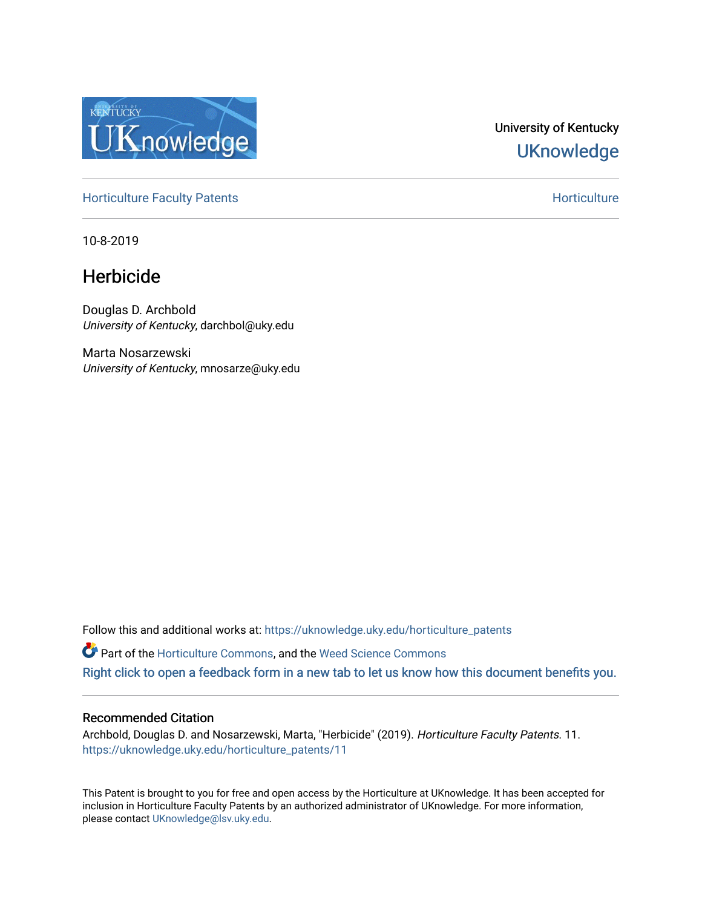University of Kentucky

UKnowledge

Horticulture Faculty Patents

Horticulture

10-8-2019

# Herbicide

Douglas D. Archbold
*University of Kentucky*, darchbol@uky.edu

Marta Nosarzewski
*University of Kentucky*, mnosarze@uky.edu

Follow this and additional works at: https://uknowledge.uky.edu/horticulture_patents

Part of the Horticulture Commons, and the Weed Science Commons

Right click to open a feedback form in a new tab to let us know how this document benefits you.

## Recommended Citation

Archbold, Douglas D. and Nosarzewski, Marta, "Herbicide" (2019). *Horticulture Faculty Patents*. 11.
https://uknowledge.uky.edu/horticulture_patents/11

This Patent is brought to you for free and open access by the Horticulture at UKnowledge. It has been accepted for inclusion in Horticulture Faculty Patents by an authorized administrator of UKnowledge. For more information, please contact UKnowledge@lsv.uky.edu.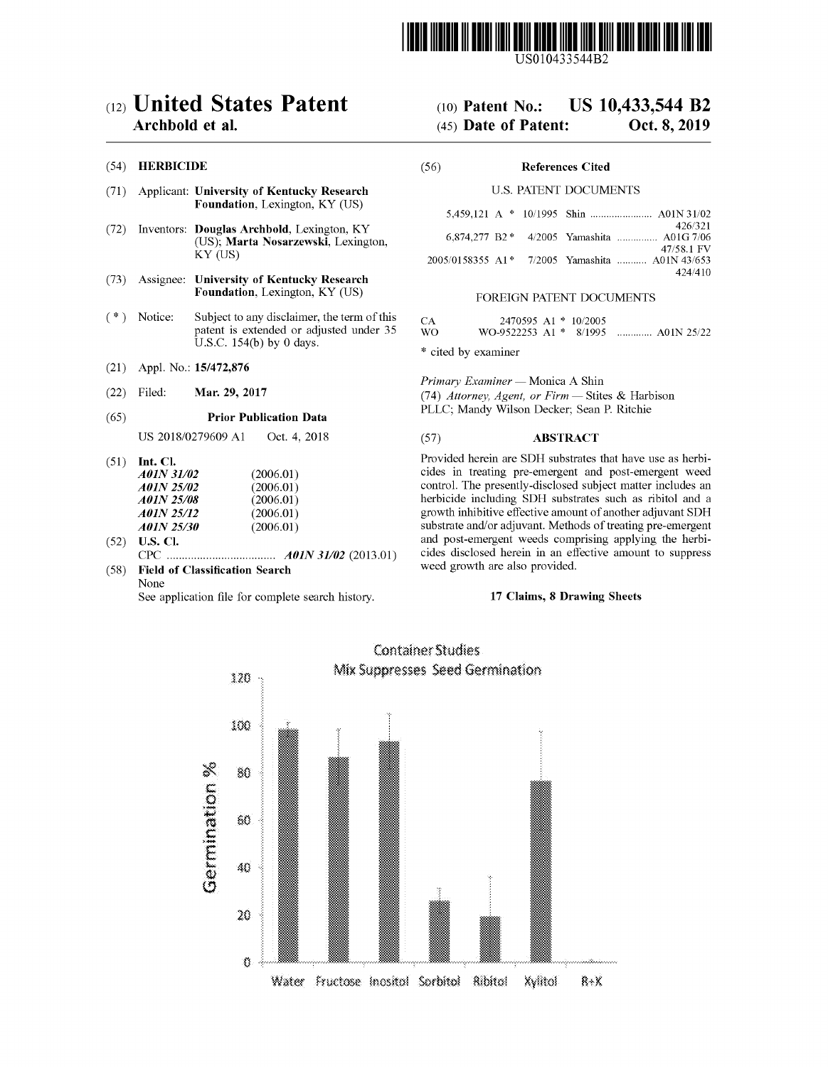US010433544B2

# (12) United States Patent
**Archbold et al.**

(10) **Patent No.: US 10,433,544 B2**

(45) **Date of Patent: Oct. 8, 2019**

(54) **HERBICIDE**

(71) Applicant: **University of Kentucky Research Foundation**, Lexington, KY (US)

(72) Inventors: **Douglas Archbold**, Lexington, KY (US); **Marta Nosarzewski**, Lexington, KY (US)

(73) Assignee: **University of Kentucky Research Foundation**, Lexington, KY (US)

( * ) Notice: Subject to any disclaimer, the term of this patent is extended or adjusted under 35 U.S.C. 154(b) by 0 days.

(21) Appl. No.: **15/472,876**

(22) Filed: **Mar. 29, 2017**

(65) **Prior Publication Data**

US 2018/0279609 A1 Oct. 4, 2018

(51) **Int. Cl.**

| | |
|---|---|
| ***A01N 31/02*** | (2006.01) |
| ***A01N 25/02*** | (2006.01) |
| ***A01N 25/08*** | (2006.01) |
| ***A01N 25/12*** | (2006.01) |
| ***A01N 25/30*** | (2006.01) |

(52) **U.S. Cl.**

CPC .................................... ***A01N 31/02*** (2013.01)

(58) **Field of Classification Search**

None

See application file for complete search history.

(56) **References Cited**

U.S. PATENT DOCUMENTS

| | | | |
|---|---|---|---|
| 5,459,121 A * | 10/1995 | Shin | A01N 31/02 426/321 |
| 6,874,277 B2 * | 4/2005 | Yamashita | A01G 7/06 47/58.1 FV |
| 2005/0158355 A1 * | 7/2005 | Yamashita | A01N 43/653 424/410 |

FOREIGN PATENT DOCUMENTS

| | | | |
|---|---|---|---|
| CA | 2470595 A1 * | 10/2005 | |
| WO | WO-9522253 A1 * | 8/1995 | A01N 25/22 |

\* cited by examiner

*Primary Examiner* — Monica A Shin

(74) *Attorney, Agent, or Firm* — Stites & Harbison PLLC; Mandy Wilson Decker; Sean P. Ritchie

(57) **ABSTRACT**

Provided herein are SDH substrates that have use as herbicides in treating pre-emergent and post-emergent weed control. The presently-disclosed subject matter includes an herbicide including SDH substrates such as ribitol and a growth inhibitive effective amount of another adjuvant SDH substrate and/or adjuvant. Methods of treating pre-emergent and post-emergent weeds comprising applying the herbicides disclosed herein in an effective amount to suppress weed growth are also provided.

**17 Claims, 8 Drawing Sheets**

Container Studies
Mix Suppresses Seed Germination

(Bar chart: Germination % for Water, Fructose, Inositol, Sorbitol, Ribitol, Xylitol, R+X)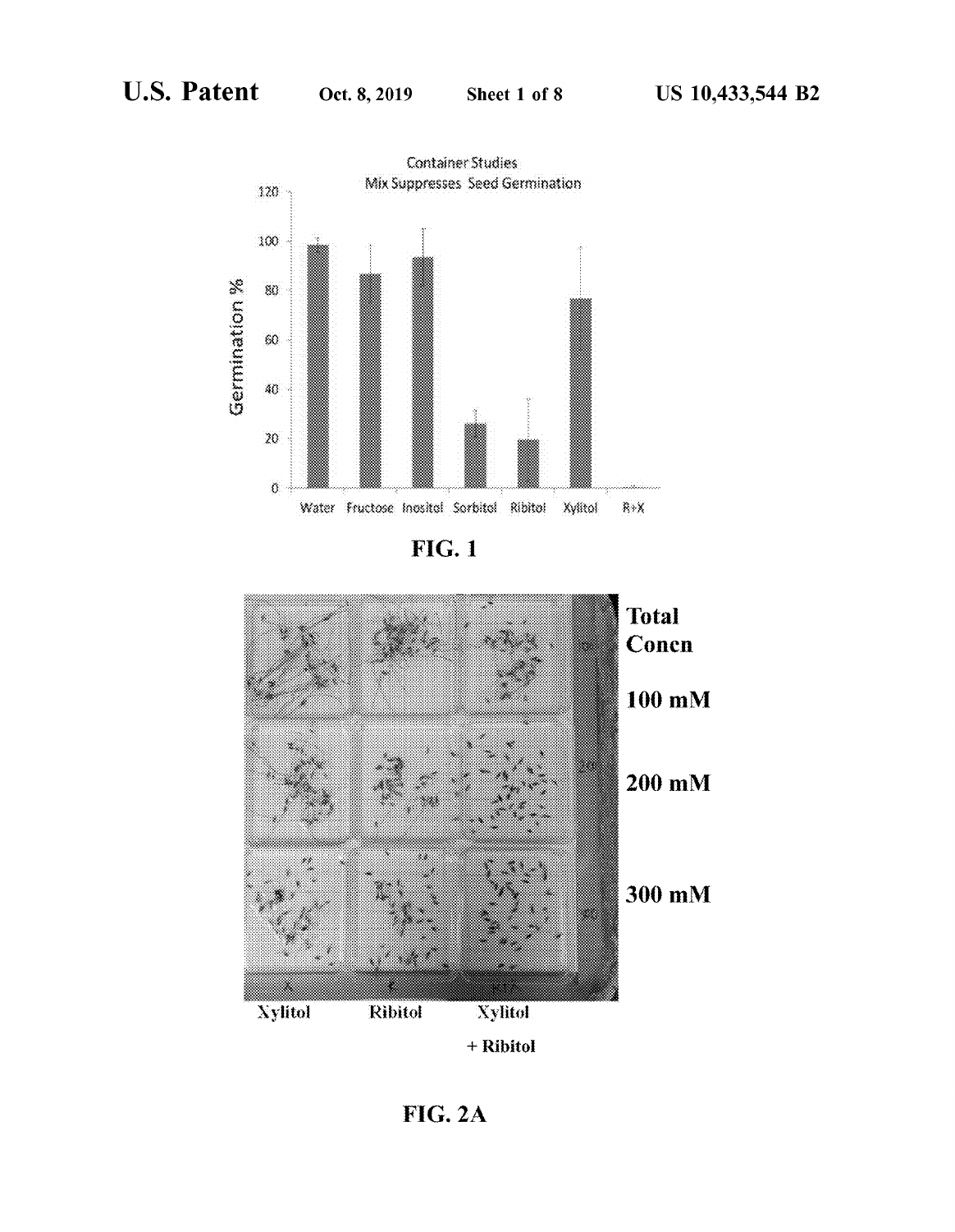FIG. 1

FIG. 2A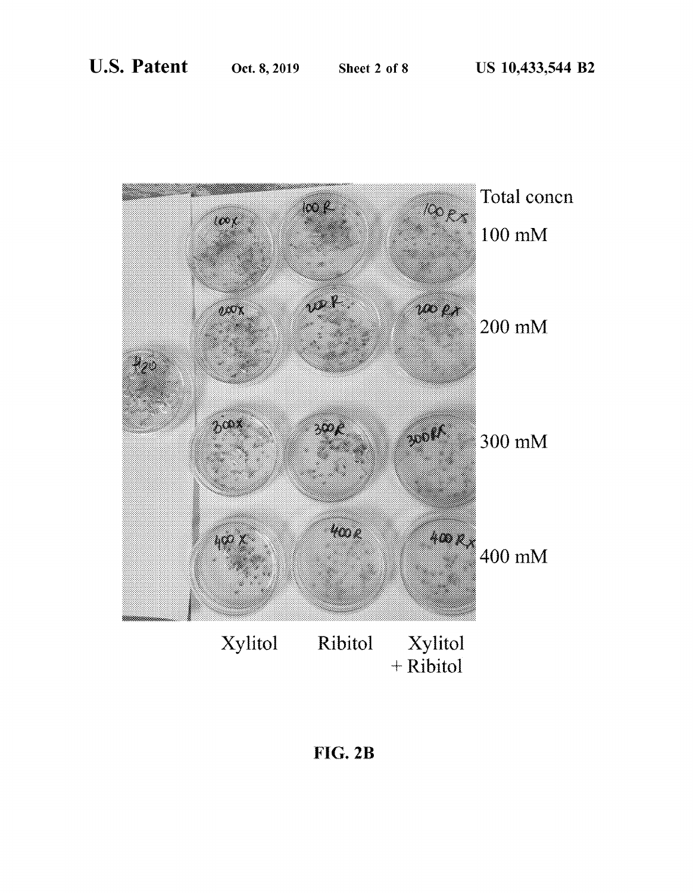Total concn

100 mM

200 mM

300 mM

400 mM

Xylitol Ribitol Xylitol + Ribitol

**FIG. 2B**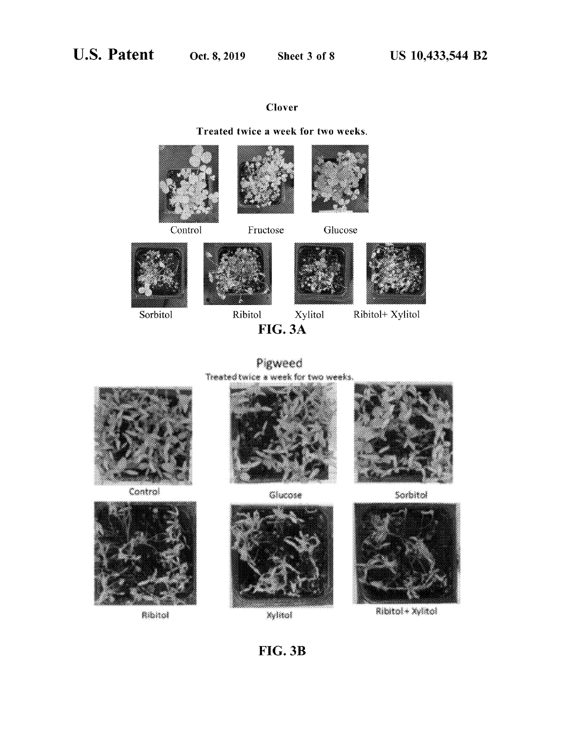Clover

Treated twice a week for two weeks.

Control Fructose Glucose

Sorbitol Ribitol Xylitol Ribitol+ Xylitol

**FIG. 3A**

Pigweed

Treated twice a week for two weeks.

Control Glucose Sorbitol

Ribitol Xylitol Ribitol+ Xylitol

**FIG. 3B**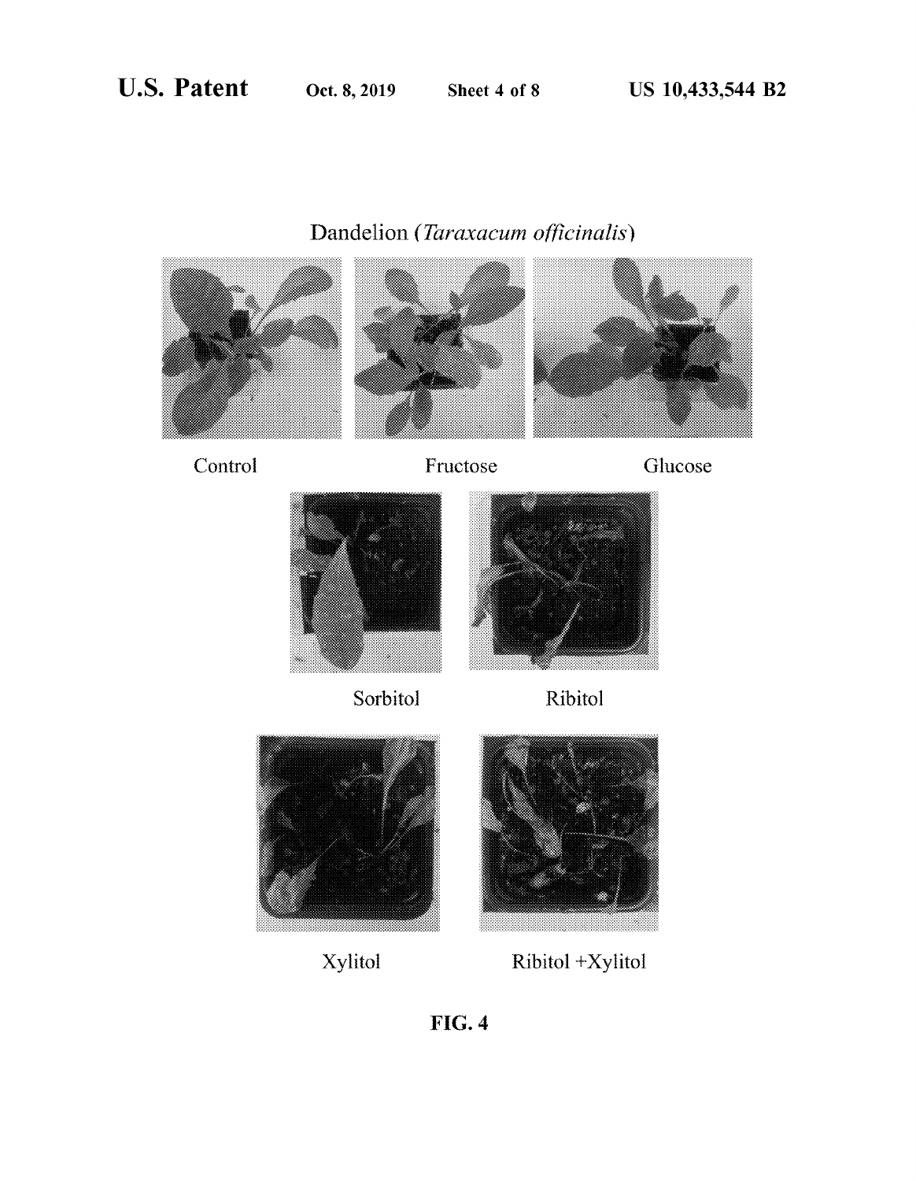Dandelion (*Taraxacum officinalis*)

Control

Fructose

Glucose

Sorbitol

Ribitol

Xylitol

Ribitol +Xylitol

**FIG. 4**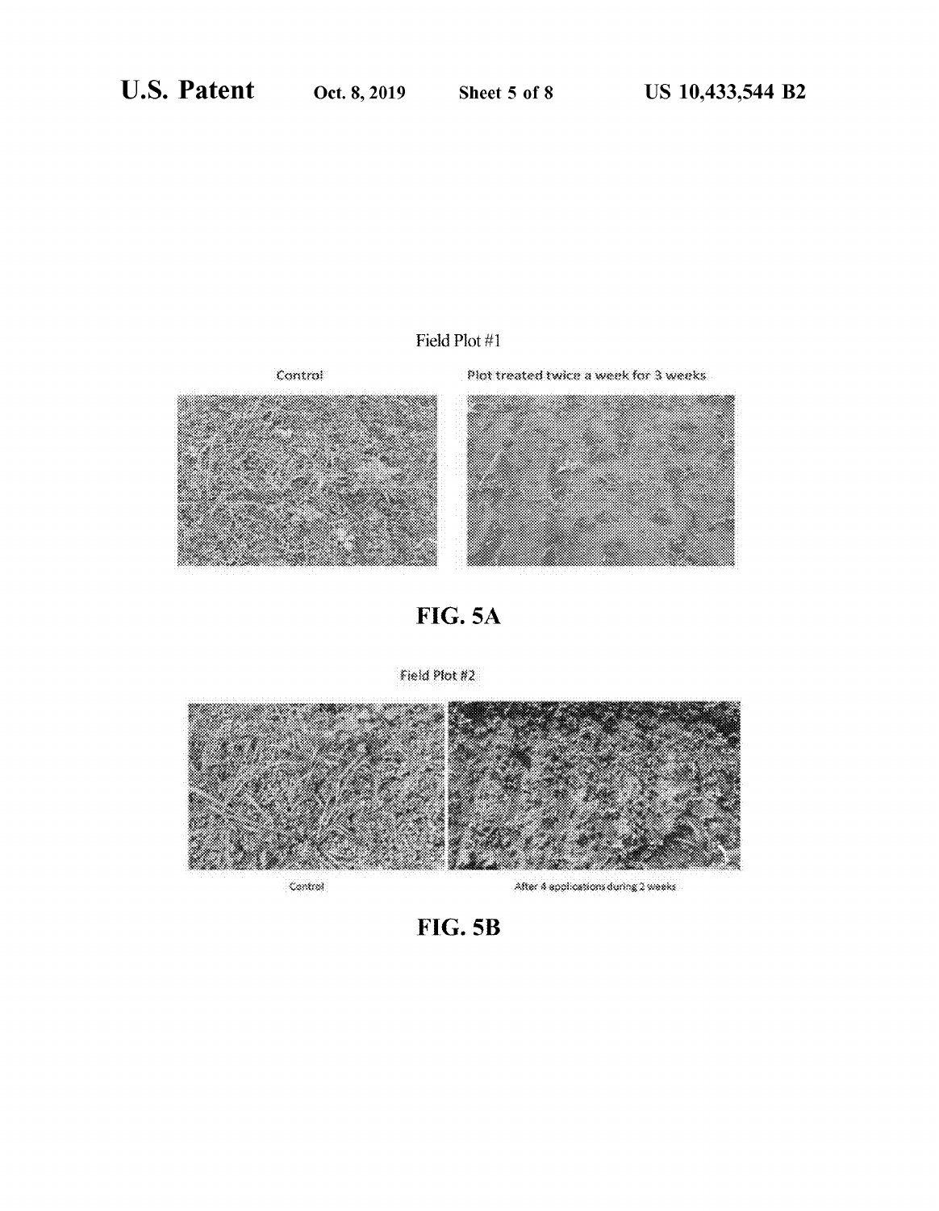Field Plot #1

Control

Plot treated twice a week for 3 weeks

**FIG. 5A**

Field Plot #2

Control

After 4 applications during 2 weeks

**FIG. 5B**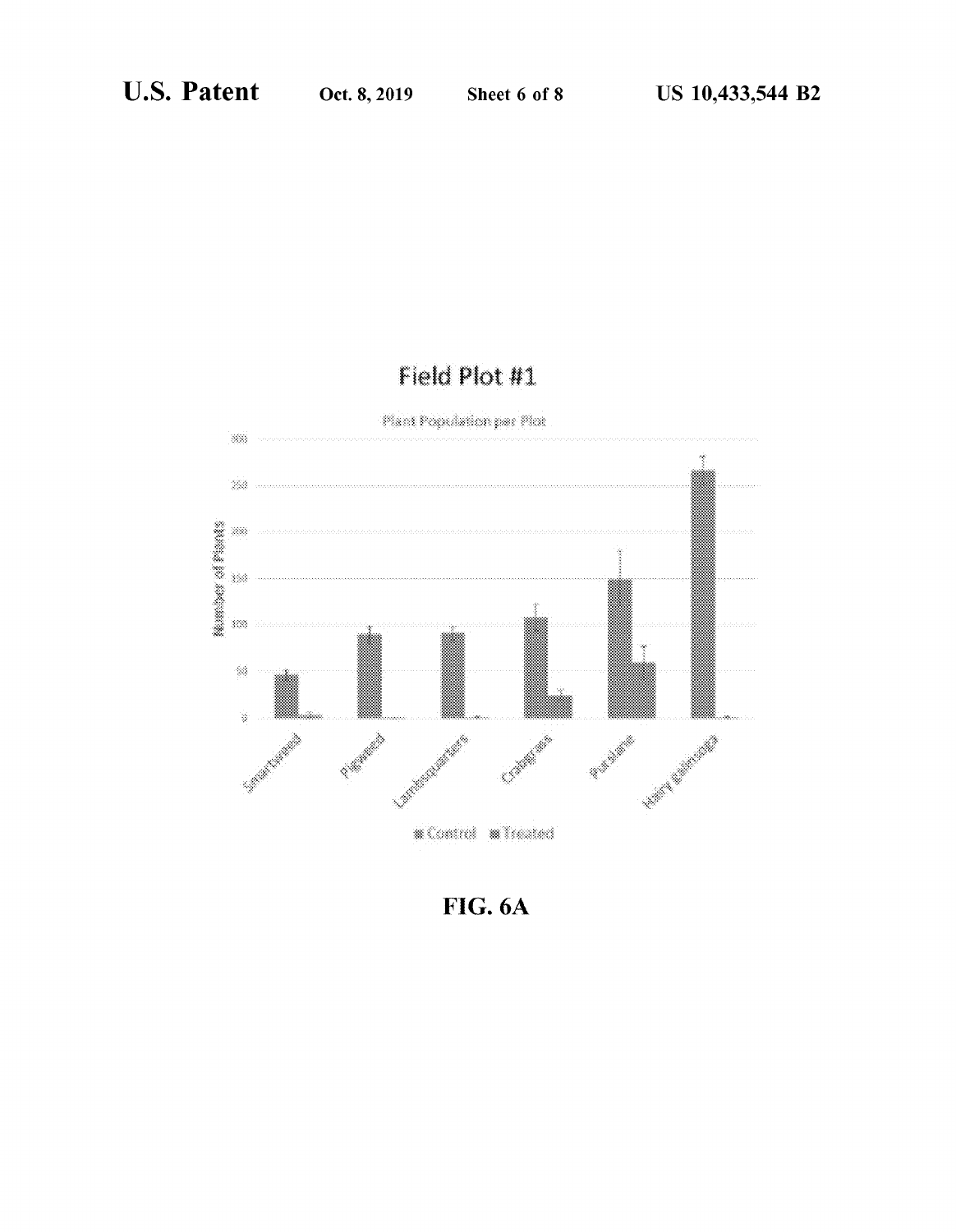Field Plot #1

Plant Population per Plot

FIG. 6A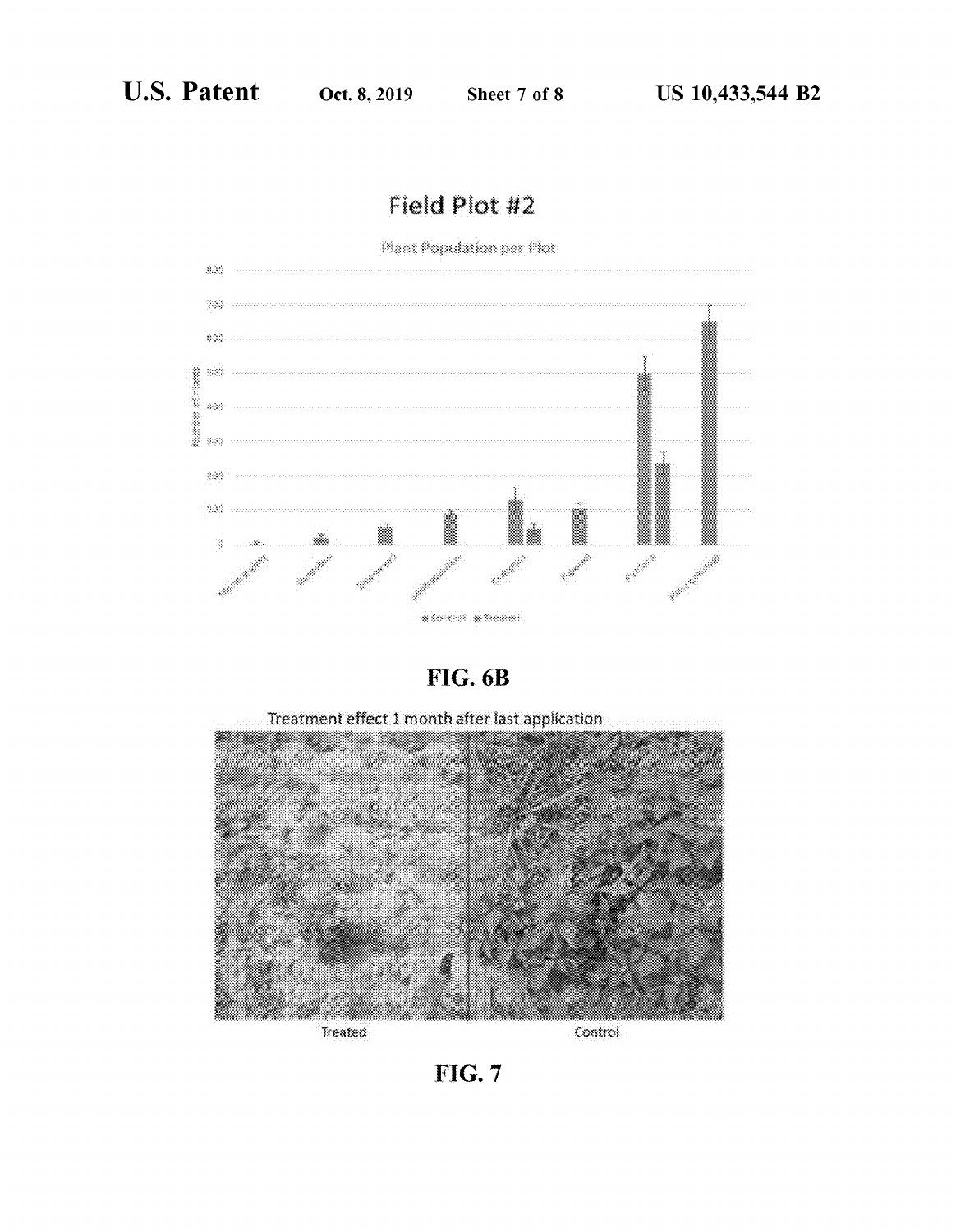Field Plot #2

Plant Population per Plot

FIG. 6B

Treatment effect 1 month after last application

Treated Control

FIG. 7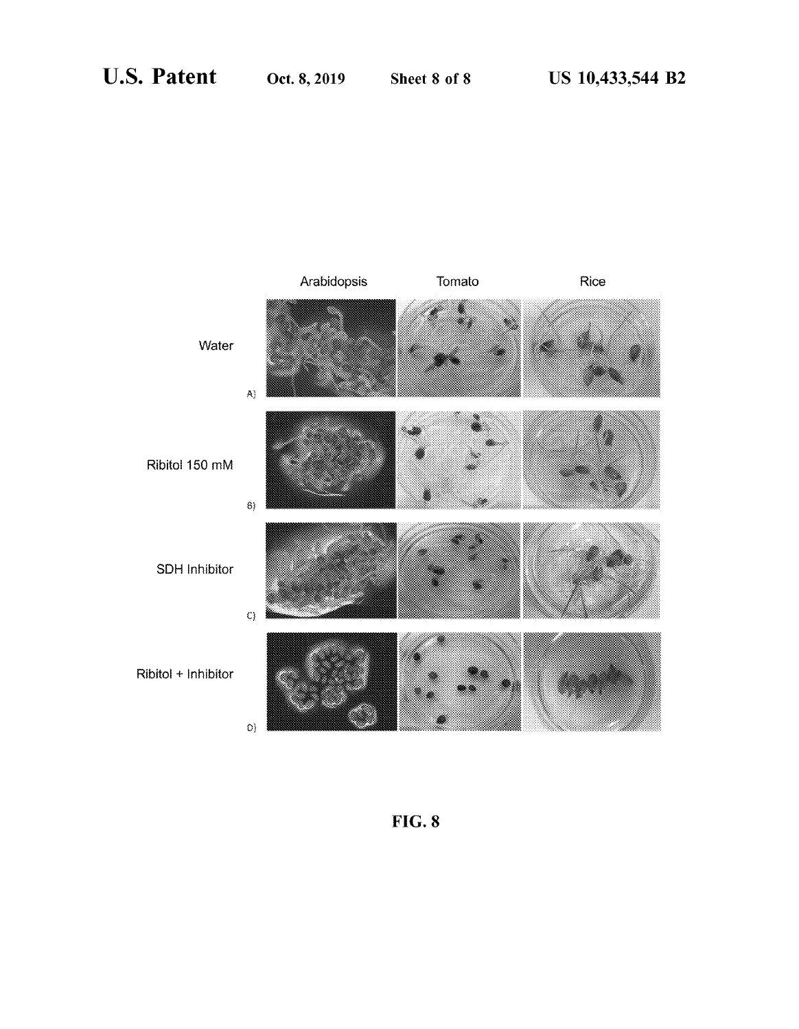| | Arabidopsis | Tomato | Rice |
|---|---|---|---|
| Water | A) | | |
| Ribitol 150 mM | B) | | |
| SDH Inhibitor | C) | | |
| Ribitol + Inhibitor | D) | | |

FIG. 8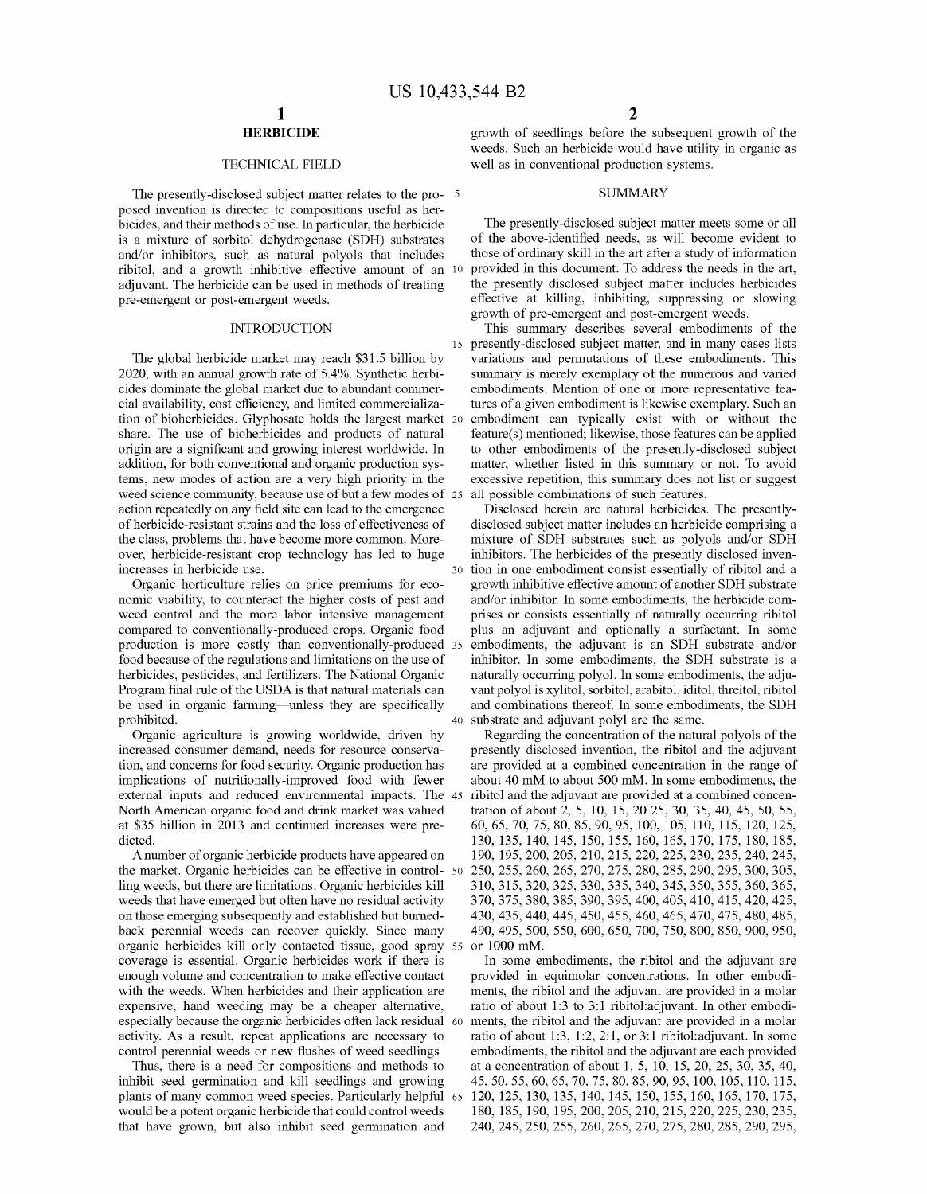# HERBICIDE

## TECHNICAL FIELD

The presently-disclosed subject matter relates to the proposed invention is directed to compositions useful as herbicides, and their methods of use. In particular, the herbicide is a mixture of sorbitol dehydrogenase (SDH) substrates and/or inhibitors, such as natural polyols that includes ribitol, and a growth inhibitive effective amount of an adjuvant. The herbicide can be used in methods of treating pre-emergent or post-emergent weeds.

## INTRODUCTION

The global herbicide market may reach $31.5 billion by 2020, with an annual growth rate of 5.4%. Synthetic herbicides dominate the global market due to abundant commercial availability, cost efficiency, and limited commercialization of bioherbicides. Glyphosate holds the largest market share. The use of bioherbicides and products of natural origin are a significant and growing interest worldwide. In addition, for both conventional and organic production systems, new modes of action are a very high priority in the weed science community, because use of but a few modes of action repeatedly on any field site can lead to the emergence of herbicide-resistant strains and the loss of effectiveness of the class, problems that have become more common. Moreover, herbicide-resistant crop technology has led to huge increases in herbicide use.

Organic horticulture relies on price premiums for economic viability, to counteract the higher costs of pest and weed control and the more labor intensive management compared to conventionally-produced crops. Organic food production is more costly than conventionally-produced food because of the regulations and limitations on the use of herbicides, pesticides, and fertilizers. The National Organic Program final rule of the USDA is that natural materials can be used in organic farming—unless they are specifically prohibited.

Organic agriculture is growing worldwide, driven by increased consumer demand, needs for resource conservation, and concerns for food security. Organic production has implications of nutritionally-improved food with fewer external inputs and reduced environmental impacts. The North American organic food and drink market was valued at $35 billion in 2013 and continued increases were predicted.

A number of organic herbicide products have appeared on the market. Organic herbicides can be effective in controlling weeds, but there are limitations. Organic herbicides kill weeds that have emerged but often have no residual activity on those emerging subsequently and established but burned-back perennial weeds can recover quickly. Since many organic herbicides kill only contacted tissue, good spray coverage is essential. Organic herbicides work if there is enough volume and concentration to make effective contact with the weeds. When herbicides and their application are expensive, hand weeding may be a cheaper alternative, especially because the organic herbicides often lack residual activity. As a result, repeat applications are necessary to control perennial weeds or new flushes of weed seedlings

Thus, there is a need for compositions and methods to inhibit seed germination and kill seedlings and growing plants of many common weed species. Particularly helpful would be a potent organic herbicide that could control weeds that have grown, but also inhibit seed germination and growth of seedlings before the subsequent growth of the weeds. Such an herbicide would have utility in organic as well as in conventional production systems.

## SUMMARY

The presently-disclosed subject matter meets some or all of the above-identified needs, as will become evident to those of ordinary skill in the art after a study of information provided in this document. To address the needs in the art, the presently disclosed subject matter includes herbicides effective at killing, inhibiting, suppressing or slowing growth of pre-emergent and post-emergent weeds.

This summary describes several embodiments of the presently-disclosed subject matter, and in many cases lists variations and permutations of these embodiments. This summary is merely exemplary of the numerous and varied embodiments. Mention of one or more representative features of a given embodiment is likewise exemplary. Such an embodiment can typically exist with or without the feature(s) mentioned; likewise, those features can be applied to other embodiments of the presently-disclosed subject matter, whether listed in this summary or not. To avoid excessive repetition, this summary does not list or suggest all possible combinations of such features.

Disclosed herein are natural herbicides. The presently-disclosed subject matter includes an herbicide comprising a mixture of SDH substrates such as polyols and/or SDH inhibitors. The herbicides of the presently disclosed invention in one embodiment consist essentially of ribitol and a growth inhibitive effective amount of another SDH substrate and/or inhibitor. In some embodiments, the herbicide comprises or consists essentially of naturally occurring ribitol plus an adjuvant and optionally a surfactant. In some embodiments, the adjuvant is an SDH substrate and/or inhibitor. In some embodiments, the SDH substrate is a naturally occurring polyol. In some embodiments, the adjuvant polyol is xylitol, sorbitol, arabitol, iditol, threitol, ribitol and combinations thereof. In some embodiments, the SDH substrate and adjuvant polyl are the same.

Regarding the concentration of the natural polyols of the presently disclosed invention, the ribitol and the adjuvant are provided at a combined concentration in the range of about 40 mM to about 500 mM. In some embodiments, the ribitol and the adjuvant are provided at a combined concentration of about 2, 5, 10, 15, 20 25, 30, 35, 40, 45, 50, 55, 60, 65, 70, 75, 80, 85, 90, 95, 100, 105, 110, 115, 120, 125, 130, 135, 140, 145, 150, 155, 160, 165, 170, 175, 180, 185, 190, 195, 200, 205, 210, 215, 220, 225, 230, 235, 240, 245, 250, 255, 260, 265, 270, 275, 280, 285, 290, 295, 300, 305, 310, 315, 320, 325, 330, 335, 340, 345, 350, 355, 360, 365, 370, 375, 380, 385, 390, 395, 400, 405, 410, 415, 420, 425, 430, 435, 440, 445, 450, 455, 460, 465, 470, 475, 480, 485, 490, 495, 500, 550, 600, 650, 700, 750, 800, 850, 900, 950, or 1000 mM.

In some embodiments, the ribitol and the adjuvant are provided in equimolar concentrations. In other embodiments, the ribitol and the adjuvant are provided in a molar ratio of about 1:3 to 3:1 ribitol:adjuvant. In other embodiments, the ribitol and the adjuvant are provided in a molar ratio of about 1:3, 1:2, 2:1, or 3:1 ribitol:adjuvant. In some embodiments, the ribitol and the adjuvant are each provided at a concentration of about 1, 5, 10, 15, 20, 25, 30, 35, 40, 45, 50, 55, 60, 65, 70, 75, 80, 85, 90, 95, 100, 105, 110, 115, 120, 125, 130, 135, 140, 145, 150, 155, 160, 165, 170, 175, 180, 185, 190, 195, 200, 205, 210, 215, 220, 225, 230, 235, 240, 245, 250, 255, 260, 265, 270, 275, 280, 285, 290, 295,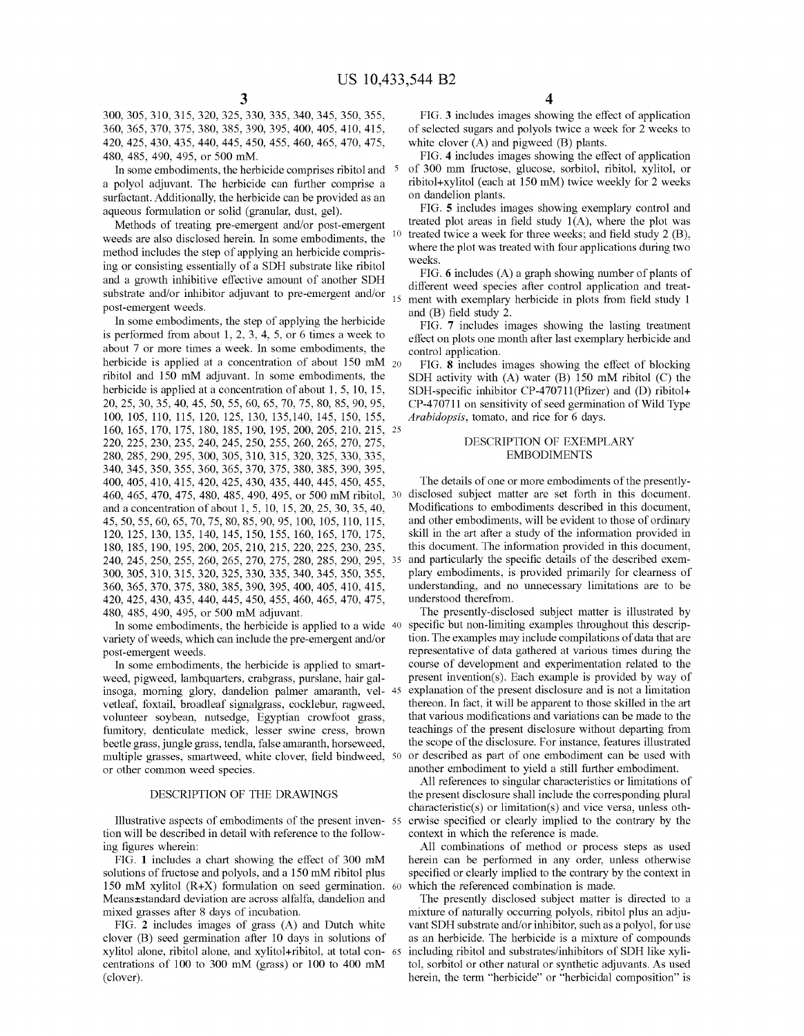300, 305, 310, 315, 320, 325, 330, 335, 340, 345, 350, 355, 360, 365, 370, 375, 380, 385, 390, 395, 400, 405, 410, 415, 420, 425, 430, 435, 440, 445, 450, 455, 460, 465, 470, 475, 480, 485, 490, 495, or 500 mM.

In some embodiments, the herbicide comprises ribitol and a polyol adjuvant. The herbicide can further comprise a surfactant. Additionally, the herbicide can be provided as an aqueous formulation or solid (granular, dust, gel).

Methods of treating pre-emergent and/or post-emergent weeds are also disclosed herein. In some embodiments, the method includes the step of applying an herbicide comprising or consisting essentially of a SDH substrate like ribitol and a growth inhibitive effective amount of another SDH substrate and/or inhibitor adjuvant to pre-emergent and/or post-emergent weeds.

In some embodiments, the step of applying the herbicide is performed from about 1, 2, 3, 4, 5, or 6 times a week to about 7 or more times a week. In some embodiments, the herbicide is applied at a concentration of about 150 mM ribitol and 150 mM adjuvant. In some embodiments, the herbicide is applied at a concentration of about 1, 5, 10, 15, 20, 25, 30, 35, 40, 45, 50, 55, 60, 65, 70, 75, 80, 85, 90, 95, 100, 105, 110, 115, 120, 125, 130, 135,140, 145, 150, 155, 160, 165, 170, 175, 180, 185, 190, 195, 200, 205, 210, 215, 220, 225, 230, 235, 240, 245, 250, 255, 260, 265, 270, 275, 280, 285, 290, 295, 300, 305, 310, 315, 320, 325, 330, 335, 340, 345, 350, 355, 360, 365, 370, 375, 380, 385, 390, 395, 400, 405, 410, 415, 420, 425, 430, 435, 440, 445, 450, 455, 460, 465, 470, 475, 480, 485, 490, 495, or 500 mM ribitol, and a concentration of about 1, 5, 10, 15, 20, 25, 30, 35, 40, 45, 50, 55, 60, 65, 70, 75, 80, 85, 90, 95, 100, 105, 110, 115, 120, 125, 130, 135, 140, 145, 150, 155, 160, 165, 170, 175, 180, 185, 190, 195, 200, 205, 210, 215, 220, 225, 230, 235, 240, 245, 250, 255, 260, 265, 270, 275, 280, 285, 290, 295, 300, 305, 310, 315, 320, 325, 330, 335, 340, 345, 350, 355, 360, 365, 370, 375, 380, 385, 390, 395, 400, 405, 410, 415, 420, 425, 430, 435, 440, 445, 450, 455, 460, 465, 470, 475, 480, 485, 490, 495, or 500 mM adjuvant.

In some embodiments, the herbicide is applied to a wide variety of weeds, which can include the pre-emergent and/or post-emergent weeds.

In some embodiments, the herbicide is applied to smartweed, pigweed, lambquarters, crabgrass, purslane, hair galinsoga, morning glory, dandelion palmer amaranth, velvetleaf, foxtail, broadleaf signalgrass, cocklebur, ragweed, volunteer soybean, nutsedge, Egyptian crowfoot grass, fumitory, denticulate medick, lesser swine cress, brown beetle grass, jungle grass, tendla, false amaranth, horseweed, multiple grasses, smartweed, white clover, field bindweed, or other common weed species.

## DESCRIPTION OF THE DRAWINGS

Illustrative aspects of embodiments of the present invention will be described in detail with reference to the following figures wherein:

FIG. 1 includes a chart showing the effect of 300 mM solutions of fructose and polyols, and a 150 mM ribitol plus 150 mM xylitol (R+X) formulation on seed germination. Means±standard deviation are across alfalfa, dandelion and mixed grasses after 8 days of incubation.

FIG. 2 includes images of grass (A) and Dutch white clover (B) seed germination after 10 days in solutions of xylitol alone, ribitol alone, and xylitol+ribitol, at total concentrations of 100 to 300 mM (grass) or 100 to 400 mM (clover).

FIG. 3 includes images showing the effect of application of selected sugars and polyols twice a week for 2 weeks to white clover (A) and pigweed (B) plants.

FIG. 4 includes images showing the effect of application of 300 mm fructose, glucose, sorbitol, ribitol, xylitol, or ribitol+xylitol (each at 150 mM) twice weekly for 2 weeks on dandelion plants.

FIG. 5 includes images showing exemplary control and treated plot areas in field study 1(A), where the plot was treated twice a week for three weeks; and field study 2 (B), where the plot was treated with four applications during two weeks.

FIG. 6 includes (A) a graph showing number of plants of different weed species after control application and treatment with exemplary herbicide in plots from field study 1 and (B) field study 2.

FIG. 7 includes images showing the lasting treatment effect on plots one month after last exemplary herbicide and control application.

FIG. 8 includes images showing the effect of blocking SDH activity with (A) water (B) 150 mM ribitol (C) the SDH-specific inhibitor CP-470711(Pfizer) and (D) ribitol+CP-470711 on sensitivity of seed germination of Wild Type *Arabidopsis*, tomato, and rice for 6 days.

## DESCRIPTION OF EXEMPLARY EMBODIMENTS

The details of one or more embodiments of the presently-disclosed subject matter are set forth in this document. Modifications to embodiments described in this document, and other embodiments, will be evident to those of ordinary skill in the art after a study of the information provided in this document. The information provided in this document, and particularly the specific details of the described exemplary embodiments, is provided primarily for clearness of understanding, and no unnecessary limitations are to be understood therefrom.

The presently-disclosed subject matter is illustrated by specific but non-limiting examples throughout this description. The examples may include compilations of data that are representative of data gathered at various times during the course of development and experimentation related to the present invention(s). Each example is provided by way of explanation of the present disclosure and is not a limitation thereon. In fact, it will be apparent to those skilled in the art that various modifications and variations can be made to the teachings of the present disclosure without departing from the scope of the disclosure. For instance, features illustrated or described as part of one embodiment can be used with another embodiment to yield a still further embodiment.

All references to singular characteristics or limitations of the present disclosure shall include the corresponding plural characteristic(s) or limitation(s) and vice versa, unless otherwise specified or clearly implied to the contrary by the context in which the reference is made.

All combinations of method or process steps as used herein can be performed in any order, unless otherwise specified or clearly implied to the contrary by the context in which the referenced combination is made.

The presently disclosed subject matter is directed to a mixture of naturally occurring polyols, ribitol plus an adjuvant SDH substrate and/or inhibitor, such as a polyol, for use as an herbicide. The herbicide is a mixture of compounds including ribitol and substrates/inhibitors of SDH like xylitol, sorbitol or other natural or synthetic adjuvants. As used herein, the term "herbicide" or "herbicidal composition" is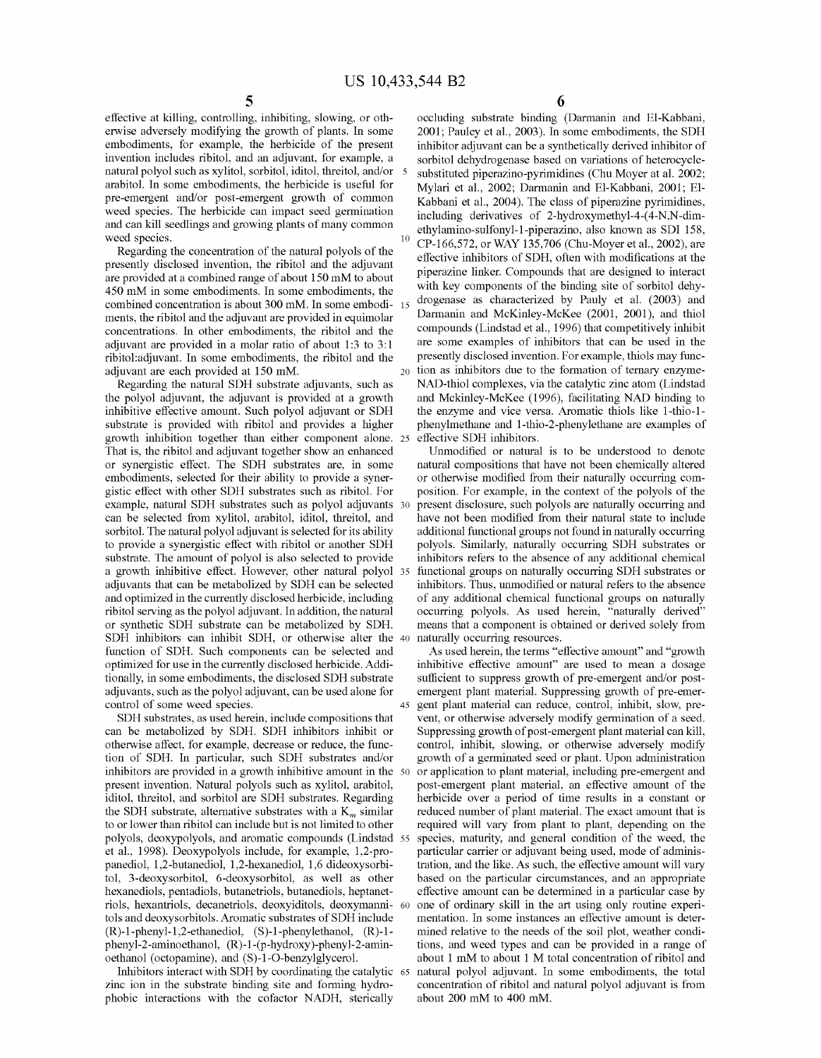effective at killing, controlling, inhibiting, slowing, or otherwise adversely modifying the growth of plants. In some embodiments, for example, the herbicide of the present invention includes ribitol, and an adjuvant, for example, a natural polyol such as xylitol, sorbitol, iditol, threitol, and/or arabitol. In some embodiments, the herbicide is useful for pre-emergent and/or post-emergent growth of common weed species. The herbicide can impact seed germination and can kill seedlings and growing plants of many common weed species.

Regarding the concentration of the natural polyols of the presently disclosed invention, the ribitol and the adjuvant are provided at a combined range of about 150 mM to about 450 mM in some embodiments. In some embodiments, the combined concentration is about 300 mM. In some embodiments, the ribitol and the adjuvant are provided in equimolar concentrations. In other embodiments, the ribitol and the adjuvant are provided in a molar ratio of about 1:3 to 3:1 ribitol:adjuvant. In some embodiments, the ribitol and the adjuvant are each provided at 150 mM.

Regarding the natural SDH substrate adjuvants, such as the polyol adjuvant, the adjuvant is provided at a growth inhibitive effective amount. Such polyol adjuvant or SDH substrate is provided with ribitol and provides a higher growth inhibition together than either component alone. That is, the ribitol and adjuvant together show an enhanced or synergistic effect. The SDH substrates are, in some embodiments, selected for their ability to provide a synergistic effect with other SDH substrates such as ribitol. For example, natural SDH substrates such as polyol adjuvants can be selected from xylitol, arabitol, iditol, threitol, and sorbitol. The natural polyol adjuvant is selected for its ability to provide a synergistic effect with ribitol or another SDH substrate. The amount of polyol is also selected to provide a growth inhibitive effect. However, other natural polyol adjuvants that can be metabolized by SDH can be selected and optimized in the currently disclosed herbicide, including ribitol serving as the polyol adjuvant. In addition, the natural or synthetic SDH substrate can be metabolized by SDH. SDH inhibitors can inhibit SDH, or otherwise alter the function of SDH. Such components can be selected and optimized for use in the currently disclosed herbicide. Additionally, in some embodiments, the disclosed SDH substrate adjuvants, such as the polyol adjuvant, can be used alone for control of some weed species.

SDH substrates, as used herein, include compositions that can be metabolized by SDH. SDH inhibitors inhibit or otherwise affect, for example, decrease or reduce, the function of SDH. In particular, such SDH substrates and/or inhibitors are provided in a growth inhibitive amount in the present invention. Natural polyols such as xylitol, arabitol, iditol, threitol, and sorbitol are SDH substrates. Regarding the SDH substrate, alternative substrates with a $K_m$ similar to or lower than ribitol can include but is not limited to other polyols, deoxypolyols, and aromatic compounds (Lindstad et al., 1998). Deoxypolyols include, for example, 1,2-propanediol, 1,2-butanediol, 1,2-hexanediol, 1,6 dideoxysorbitol, 3-deoxysorbitol, 6-deoxysorbitol, as well as other hexanediols, pentadiols, butanetriols, butanediols, heptanetriols, hexantriols, decanetriols, deoxyiditols, deoxymannitols and deoxysorbitols. Aromatic substrates of SDH include (R)-1-phenyl-1,2-ethanediol, (S)-1-phenylethanol, (R)-1-phenyl-2-aminoethanol, (R)-1-(p-hydroxy)-phenyl-2-aminoethanol (octopamine), and (S)-1-O-benzylglycerol.

Inhibitors interact with SDH by coordinating the catalytic zinc ion in the substrate binding site and forming hydrophobic interactions with the cofactor NADH, sterically occluding substrate binding (Darmanin and El-Kabbani, 2001; Pauley et al., 2003). In some embodiments, the SDH inhibitor adjuvant can be a synthetically derived inhibitor of sorbitol dehydrogenase based on variations of heterocycle-substituted piperazino-pyrimidines (Chu Moyer at al. 2002; Mylari et al., 2002; Darmanin and El-Kabbani, 2001; El-Kabbani et al., 2004). The class of piperazine pyrimidines, including derivatives of 2-hydroxymethyl-4-(4-N,N-dimethylamino-sulfonyl-1-piperazino, also known as SDI 158, CP-166,572, or WAY 135,706 (Chu-Moyer et al., 2002), are effective inhibitors of SDH, often with modifications at the piperazine linker. Compounds that are designed to interact with key components of the binding site of sorbitol dehydrogenase as characterized by Pauly et al. (2003) and Darmanin and McKinley-McKee (2001, 2001), and thiol compounds (Lindstad et al., 1996) that competitively inhibit are some examples of inhibitors that can be used in the presently disclosed invention. For example, thiols may function as inhibitors due to the formation of ternary enzyme-NAD-thiol complexes, via the catalytic zinc atom (Lindstad and Mckinley-McKee (1996), facilitating NAD binding to the enzyme and vice versa. Aromatic thiols like 1-thio-1-phenylmethane and 1-thio-2-phenylethane are examples of effective SDH inhibitors.

Unmodified or natural is to be understood to denote natural compositions that have not been chemically altered or otherwise modified from their naturally occurring composition. For example, in the context of the polyols of the present disclosure, such polyols are naturally occurring and have not been modified from their natural state to include additional functional groups not found in naturally occurring polyols. Similarly, naturally occurring SDH substrates or inhibitors refers to the absence of any additional chemical functional groups on naturally occurring SDH substrates or inhibitors. Thus, unmodified or natural refers to the absence of any additional chemical functional groups on naturally occurring polyols. As used herein, "naturally derived" means that a component is obtained or derived solely from naturally occurring resources.

As used herein, the terms "effective amount" and "growth inhibitive effective amount" are used to mean a dosage sufficient to suppress growth of pre-emergent and/or post-emergent plant material. Suppressing growth of pre-emergent plant material can reduce, control, inhibit, slow, prevent, or otherwise adversely modify germination of a seed. Suppressing growth of post-emergent plant material can kill, control, inhibit, slowing, or otherwise adversely modify growth of a germinated seed or plant. Upon administration or application to plant material, including pre-emergent and post-emergent plant material, an effective amount of the herbicide over a period of time results in a constant or reduced number of plant material. The exact amount that is required will vary from plant to plant, depending on the species, maturity, and general condition of the weed, the particular carrier or adjuvant being used, mode of administration, and the like. As such, the effective amount will vary based on the particular circumstances, and an appropriate effective amount can be determined in a particular case by one of ordinary skill in the art using only routine experimentation. In some instances an effective amount is determined relative to the needs of the soil plot, weather conditions, and weed types and can be provided in a range of about 1 mM to about 1 M total concentration of ribitol and natural polyol adjuvant. In some embodiments, the total concentration of ribitol and natural polyol adjuvant is from about 200 mM to 400 mM.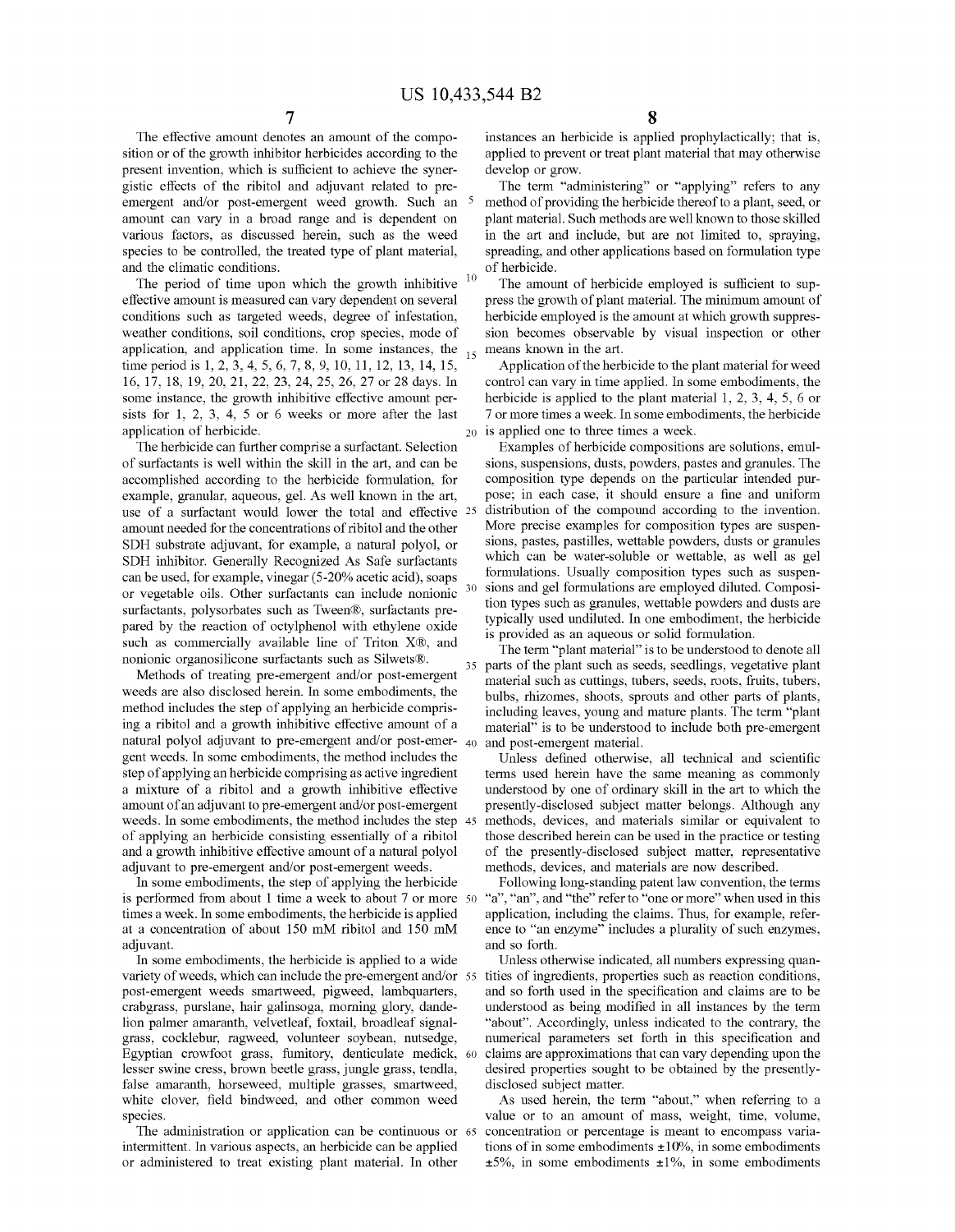The effective amount denotes an amount of the composition or of the growth inhibitor herbicides according to the present invention, which is sufficient to achieve the synergistic effects of the ribitol and adjuvant related to pre-emergent and/or post-emergent weed growth. Such an amount can vary in a broad range and is dependent on various factors, as discussed herein, such as the weed species to be controlled, the treated type of plant material, and the climatic conditions.

The period of time upon which the growth inhibitive effective amount is measured can vary dependent on several conditions such as targeted weeds, degree of infestation, weather conditions, soil conditions, crop species, mode of application, and application time. In some instances, the time period is 1, 2, 3, 4, 5, 6, 7, 8, 9, 10, 11, 12, 13, 14, 15, 16, 17, 18, 19, 20, 21, 22, 23, 24, 25, 26, 27 or 28 days. In some instance, the growth inhibitive effective amount persists for 1, 2, 3, 4, 5 or 6 weeks or more after the last application of herbicide.

The herbicide can further comprise a surfactant. Selection of surfactants is well within the skill in the art, and can be accomplished according to the herbicide formulation, for example, granular, aqueous, gel. As well known in the art, use of a surfactant would lower the total and effective amount needed for the concentrations of ribitol and the other SDH substrate adjuvant, for example, a natural polyol, or SDH inhibitor. Generally Recognized As Safe surfactants can be used, for example, vinegar (5-20% acetic acid), soaps or vegetable oils. Other surfactants can include nonionic surfactants, polysorbates such as Tween®, surfactants prepared by the reaction of octylphenol with ethylene oxide such as commercially available line of Triton X®, and nonionic organosilicone surfactants such as Silwets®.

Methods of treating pre-emergent and/or post-emergent weeds are also disclosed herein. In some embodiments, the method includes the step of applying an herbicide comprising a ribitol and a growth inhibitive effective amount of a natural polyol adjuvant to pre-emergent and/or post-emergent weeds. In some embodiments, the method includes the step of applying an herbicide comprising as active ingredient a mixture of a ribitol and a growth inhibitive effective amount of an adjuvant to pre-emergent and/or post-emergent weeds. In some embodiments, the method includes the step of applying an herbicide consisting essentially of a ribitol and a growth inhibitive effective amount of a natural polyol adjuvant to pre-emergent and/or post-emergent weeds.

In some embodiments, the step of applying the herbicide is performed from about 1 time a week to about 7 or more times a week. In some embodiments, the herbicide is applied at a concentration of about 150 mM ribitol and 150 mM adjuvant.

In some embodiments, the herbicide is applied to a wide variety of weeds, which can include the pre-emergent and/or post-emergent weeds smartweed, pigweed, lambquarters, crabgrass, purslane, hair galinsoga, morning glory, dandelion palmer amaranth, velvetleaf, foxtail, broadleaf signalgrass, cocklebur, ragweed, volunteer soybean, nutsedge, Egyptian crowfoot grass, fumitory, denticulate medick, lesser swine cress, brown beetle grass, jungle grass, tendla, false amaranth, horseweed, multiple grasses, smartweed, white clover, field bindweed, and other common weed species.

The administration or application can be continuous or intermittent. In various aspects, an herbicide can be applied or administered to treat existing plant material. In other instances an herbicide is applied prophylactically; that is, applied to prevent or treat plant material that may otherwise develop or grow.

The term "administering" or "applying" refers to any method of providing the herbicide thereof to a plant, seed, or plant material. Such methods are well known to those skilled in the art and include, but are not limited to, spraying, spreading, and other applications based on formulation type of herbicide.

The amount of herbicide employed is sufficient to suppress the growth of plant material. The minimum amount of herbicide employed is the amount at which growth suppression becomes observable by visual inspection or other means known in the art.

Application of the herbicide to the plant material for weed control can vary in time applied. In some embodiments, the herbicide is applied to the plant material 1, 2, 3, 4, 5, 6 or 7 or more times a week. In some embodiments, the herbicide is applied one to three times a week.

Examples of herbicide compositions are solutions, emulsions, suspensions, dusts, powders, pastes and granules. The composition type depends on the particular intended purpose; in each case, it should ensure a fine and uniform distribution of the compound according to the invention. More precise examples for composition types are suspensions, pastes, pastilles, wettable powders, dusts or granules which can be water-soluble or wettable, as well as gel formulations. Usually composition types such as suspensions and gel formulations are employed diluted. Composition types such as granules, wettable powders and dusts are typically used undiluted. In one embodiment, the herbicide is provided as an aqueous or solid formulation.

The term "plant material" is to be understood to denote all parts of the plant such as seeds, seedlings, vegetative plant material such as cuttings, tubers, seeds, roots, fruits, tubers, bulbs, rhizomes, shoots, sprouts and other parts of plants, including leaves, young and mature plants. The term "plant material" is to be understood to include both pre-emergent and post-emergent material.

Unless defined otherwise, all technical and scientific terms used herein have the same meaning as commonly understood by one of ordinary skill in the art to which the presently-disclosed subject matter belongs. Although any methods, devices, and materials similar or equivalent to those described herein can be used in the practice or testing of the presently-disclosed subject matter, representative methods, devices, and materials are now described.

Following long-standing patent law convention, the terms "a", "an", and "the" refer to "one or more" when used in this application, including the claims. Thus, for example, reference to "an enzyme" includes a plurality of such enzymes, and so forth.

Unless otherwise indicated, all numbers expressing quantities of ingredients, properties such as reaction conditions, and so forth used in the specification and claims are to be understood as being modified in all instances by the term "about". Accordingly, unless indicated to the contrary, the numerical parameters set forth in this specification and claims are approximations that can vary depending upon the desired properties sought to be obtained by the presently-disclosed subject matter.

As used herein, the term "about," when referring to a value or to an amount of mass, weight, time, volume, concentration or percentage is meant to encompass variations of in some embodiments ±10%, in some embodiments ±5%, in some embodiments ±1%, in some embodiments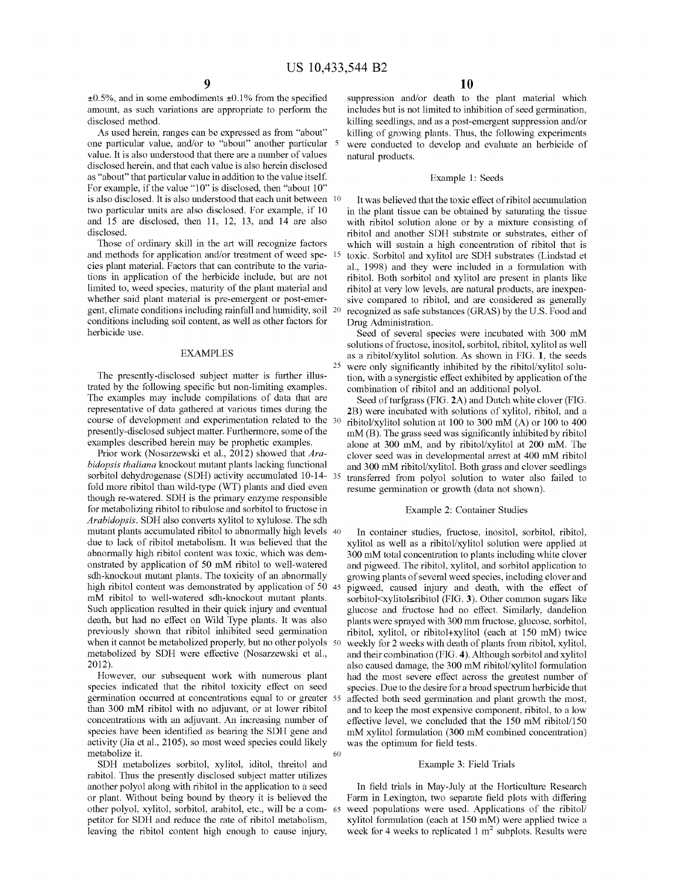±0.5%, and in some embodiments ±0.1% from the specified amount, as such variations are appropriate to perform the disclosed method.

As used herein, ranges can be expressed as from "about" one particular value, and/or to "about" another particular value. It is also understood that there are a number of values disclosed herein, and that each value is also herein disclosed as "about" that particular value in addition to the value itself. For example, if the value "10" is disclosed, then "about 10" is also disclosed. It is also understood that each unit between two particular units are also disclosed. For example, if 10 and 15 are disclosed, then 11, 12, 13, and 14 are also disclosed.

Those of ordinary skill in the art will recognize factors and methods for application and/or treatment of weed species plant material. Factors that can contribute to the variations in application of the herbicide include, but are not limited to, weed species, maturity of the plant material and whether said plant material is pre-emergent or post-emergent, climate conditions including rainfall and humidity, soil conditions including soil content, as well as other factors for herbicide use.

## EXAMPLES

The presently-disclosed subject matter is further illustrated by the following specific but non-limiting examples. The examples may include compilations of data that are representative of data gathered at various times during the course of development and experimentation related to the presently-disclosed subject matter. Furthermore, some of the examples described herein may be prophetic examples.

Prior work (Nosarzewski et al., 2012) showed that *Arabidopsis thaliana* knockout mutant plants lacking functional sorbitol dehydrogenase (SDH) activity accumulated 10-14-fold more ribitol than wild-type (WT) plants and died even though re-watered. SDH is the primary enzyme responsible for metabolizing ribitol to ribulose and sorbitol to fructose in *Arabidopsis*. SDH also converts xylitol to xylulose. The sdh mutant plants accumulated ribitol to abnormally high levels due to lack of ribitol metabolism. It was believed that the abnormally high ribitol content was toxic, which was demonstrated by application of 50 mM ribitol to well-watered sdh-knockout mutant plants. The toxicity of an abnormally high ribitol content was demonstrated by application of 50 mM ribitol to well-watered sdh-knockout mutant plants. Such application resulted in their quick injury and eventual death, but had no effect on Wild Type plants. It was also previously shown that ribitol inhibited seed germination when it cannot be metabolized properly, but no other polyols metabolized by SDH were effective (Nosarzewski et al., 2012).

However, our subsequent work with numerous plant species indicated that the ribitol toxicity effect on seed germination occurred at concentrations equal to or greater than 300 mM ribitol with no adjuvant, or at lower ribitol concentrations with an adjuvant. An increasing number of species have been identified as bearing the SDH gene and activity (Jia et al., 2105), so most weed species could likely metabolize it.

SDH metabolizes sorbitol, xylitol, iditol, threitol and rabitol. Thus the presently disclosed subject matter utilizes another polyol along with ribitol in the application to a seed or plant. Without being bound by theory it is believed the other polyol, xylitol, sorbitol, arabitol, etc., will be a competitor for SDH and reduce the rate of ribitol metabolism, leaving the ribitol content high enough to cause injury, suppression and/or death to the plant material which includes but is not limited to inhibition of seed germination, killing seedlings, and as a post-emergent suppression and/or killing of growing plants. Thus, the following experiments were conducted to develop and evaluate an herbicide of natural products.

### Example 1: Seeds

It was believed that the toxic effect of ribitol accumulation in the plant tissue can be obtained by saturating the tissue with ribitol solution alone or by a mixture consisting of ribitol and another SDH substrate or substrates, either of which will sustain a high concentration of ribitol that is toxic. Sorbitol and xylitol are SDH substrates (Lindstad et al., 1998) and they were included in a formulation with ribitol. Both sorbitol and xylitol are present in plants like ribitol at very low levels, are natural products, are inexpensive compared to ribitol, and are considered as generally recognized as safe substances (GRAS) by the U.S. Food and Drug Administration.

Seed of several species were incubated with 300 mM solutions of fructose, inositol, sorbitol, ribitol, xylitol as well as a ribitol/xylitol solution. As shown in FIG. **1**, the seeds were only significantly inhibited by the ribitol/xylitol solution, with a synergistic effect exhibited by application of the combination of ribitol and an additional polyol.

Seed of turfgrass (FIG. **2**A) and Dutch white clover (FIG. **2**B) were incubated with solutions of xylitol, ribitol, and a ribitol/xylitol solution at 100 to 300 mM (A) or 100 to 400 mM (B). The grass seed was significantly inhibited by ribitol alone at 300 mM, and by ribitol/xylitol at 200 mM. The clover seed was in developmental arrest at 400 mM ribitol and 300 mM ribitol/xylitol. Both grass and clover seedlings transferred from polyol solution to water also failed to resume germination or growth (data not shown).

### Example 2: Container Studies

In container studies, fructose, inositol, sorbitol, ribitol, xylitol as well as a ribitol/xylitol solution were applied at 300 mM total concentration to plants including white clover and pigweed. The ribitol, xylitol, and sorbitol application to growing plants of several weed species, including clover and pigweed, caused injury and death, with the effect of sorbitol<xylitol≤ribitol (FIG. **3**). Other common sugars like glucose and fructose had no effect. Similarly, dandelion plants were sprayed with 300 mm fructose, glucose, sorbitol, ribitol, xylitol, or ribitol+xylitol (each at 150 mM) twice weekly for 2 weeks with death of plants from ribitol, xylitol, and their combination (FIG. **4**). Although sorbitol and xylitol also caused damage, the 300 mM ribitol/xylitol formulation had the most severe effect across the greatest number of species. Due to the desire for a broad spectrum herbicide that affected both seed germination and plant growth the most, and to keep the most expensive component, ribitol, to a low effective level, we concluded that the 150 mM ribitol/150 mM xylitol formulation (300 mM combined concentration) was the optimum for field tests.

### Example 3: Field Trials

In field trials in May-July at the Horticulture Research Farm in Lexington, two separate field plots with differing weed populations were used. Applications of the ribitol/xylitol formulation (each at 150 mM) were applied twice a week for 4 weeks to replicated 1 m$^2$ subplots. Results were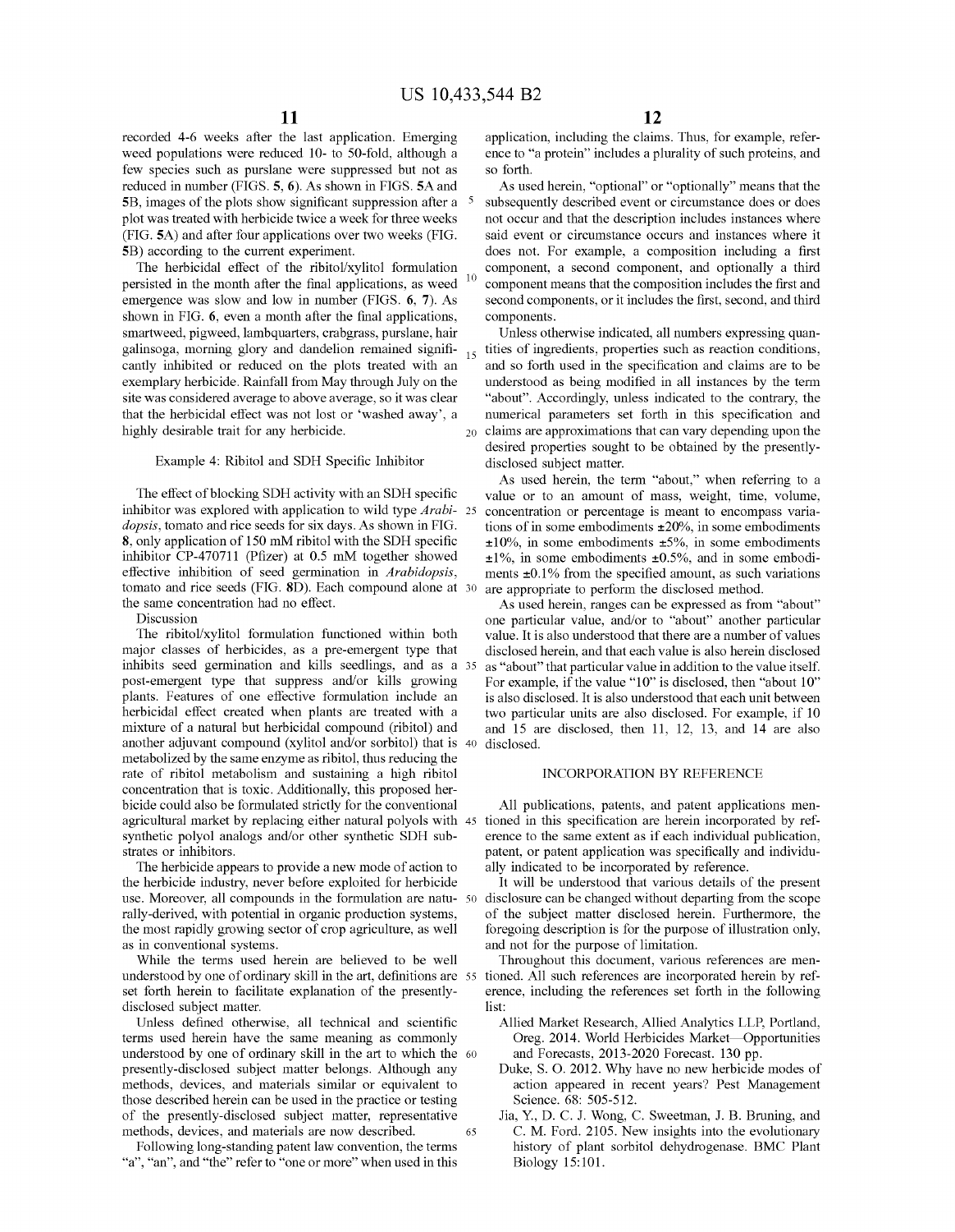recorded 4-6 weeks after the last application. Emerging weed populations were reduced 10- to 50-fold, although a few species such as purslane were suppressed but not as reduced in number (FIGS. **5**, **6**). As shown in FIGS. **5**A and **5**B, images of the plots show significant suppression after a plot was treated with herbicide twice a week for three weeks (FIG. **5**A) and after four applications over two weeks (FIG. **5**B) according to the current experiment.

The herbicidal effect of the ribitol/xylitol formulation persisted in the month after the final applications, as weed emergence was slow and low in number (FIGS. **6**, **7**). As shown in FIG. **6**, even a month after the final applications, smartweed, pigweed, lambquarters, crabgrass, purslane, hair galinsoga, morning glory and dandelion remained significantly inhibited or reduced on the plots treated with an exemplary herbicide. Rainfall from May through July on the site was considered average to above average, so it was clear that the herbicidal effect was not lost or 'washed away', a highly desirable trait for any herbicide.

## Example 4: Ribitol and SDH Specific Inhibitor

The effect of blocking SDH activity with an SDH specific inhibitor was explored with application to wild type *Arabidopsis*, tomato and rice seeds for six days. As shown in FIG. **8**, only application of 150 mM ribitol with the SDH specific inhibitor CP-470711 (Pfizer) at 0.5 mM together showed effective inhibition of seed germination in *Arabidopsis*, tomato and rice seeds (FIG. **8**D). Each compound alone at the same concentration had no effect.

Discussion

The ribitol/xylitol formulation functioned within both major classes of herbicides, as a pre-emergent type that inhibits seed germination and kills seedlings, and as a post-emergent type that suppress and/or kills growing plants. Features of one effective formulation include an herbicidal effect created when plants are treated with a mixture of a natural but herbicidal compound (ribitol) and another adjuvant compound (xylitol and/or sorbitol) that is metabolized by the same enzyme as ribitol, thus reducing the rate of ribitol metabolism and sustaining a high ribitol concentration that is toxic. Additionally, this proposed herbicide could also be formulated strictly for the conventional agricultural market by replacing either natural polyols with synthetic polyol analogs and/or other synthetic SDH substrates or inhibitors.

The herbicide appears to provide a new mode of action to the herbicide industry, never before exploited for herbicide use. Moreover, all compounds in the formulation are naturally-derived, with potential in organic production systems, the most rapidly growing sector of crop agriculture, as well as in conventional systems.

While the terms used herein are believed to be well understood by one of ordinary skill in the art, definitions are set forth herein to facilitate explanation of the presently-disclosed subject matter.

Unless defined otherwise, all technical and scientific terms used herein have the same meaning as commonly understood by one of ordinary skill in the art to which the presently-disclosed subject matter belongs. Although any methods, devices, and materials similar or equivalent to those described herein can be used in the practice or testing of the presently-disclosed subject matter, representative methods, devices, and materials are now described.

Following long-standing patent law convention, the terms "a", "an", and "the" refer to "one or more" when used in this application, including the claims. Thus, for example, reference to "a protein" includes a plurality of such proteins, and so forth.

As used herein, "optional" or "optionally" means that the subsequently described event or circumstance does or does not occur and that the description includes instances where said event or circumstance occurs and instances where it does not. For example, a composition including a first component, a second component, and optionally a third component means that the composition includes the first and second components, or it includes the first, second, and third components.

Unless otherwise indicated, all numbers expressing quantities of ingredients, properties such as reaction conditions, and so forth used in the specification and claims are to be understood as being modified in all instances by the term "about". Accordingly, unless indicated to the contrary, the numerical parameters set forth in this specification and claims are approximations that can vary depending upon the desired properties sought to be obtained by the presently-disclosed subject matter.

As used herein, the term "about," when referring to a value or to an amount of mass, weight, time, volume, concentration or percentage is meant to encompass variations of in some embodiments ±20%, in some embodiments ±10%, in some embodiments ±5%, in some embodiments ±1%, in some embodiments ±0.5%, and in some embodiments ±0.1% from the specified amount, as such variations are appropriate to perform the disclosed method.

As used herein, ranges can be expressed as from "about" one particular value, and/or to "about" another particular value. It is also understood that there are a number of values disclosed herein, and that each value is also herein disclosed as "about" that particular value in addition to the value itself. For example, if the value "10" is disclosed, then "about 10" is also disclosed. It is also understood that each unit between two particular units are also disclosed. For example, if 10 and 15 are disclosed, then 11, 12, 13, and 14 are also disclosed.

## INCORPORATION BY REFERENCE

All publications, patents, and patent applications mentioned in this specification are herein incorporated by reference to the same extent as if each individual publication, patent, or patent application was specifically and individually indicated to be incorporated by reference.

It will be understood that various details of the present disclosure can be changed without departing from the scope of the subject matter disclosed herein. Furthermore, the foregoing description is for the purpose of illustration only, and not for the purpose of limitation.

Throughout this document, various references are mentioned. All such references are incorporated herein by reference, including the references set forth in the following list:

- Allied Market Research, Allied Analytics LLP, Portland, Oreg. 2014. World Herbicides Market—Opportunities and Forecasts, 2013-2020 Forecast. 130 pp.
- Duke, S. O. 2012. Why have no new herbicide modes of action appeared in recent years? Pest Management Science. 68: 505-512.
- Jia, Y., D. C. J. Wong, C. Sweetman, J. B. Bruning, and C. M. Ford. 2105. New insights into the evolutionary history of plant sorbitol dehydrogenase. BMC Plant Biology 15:101.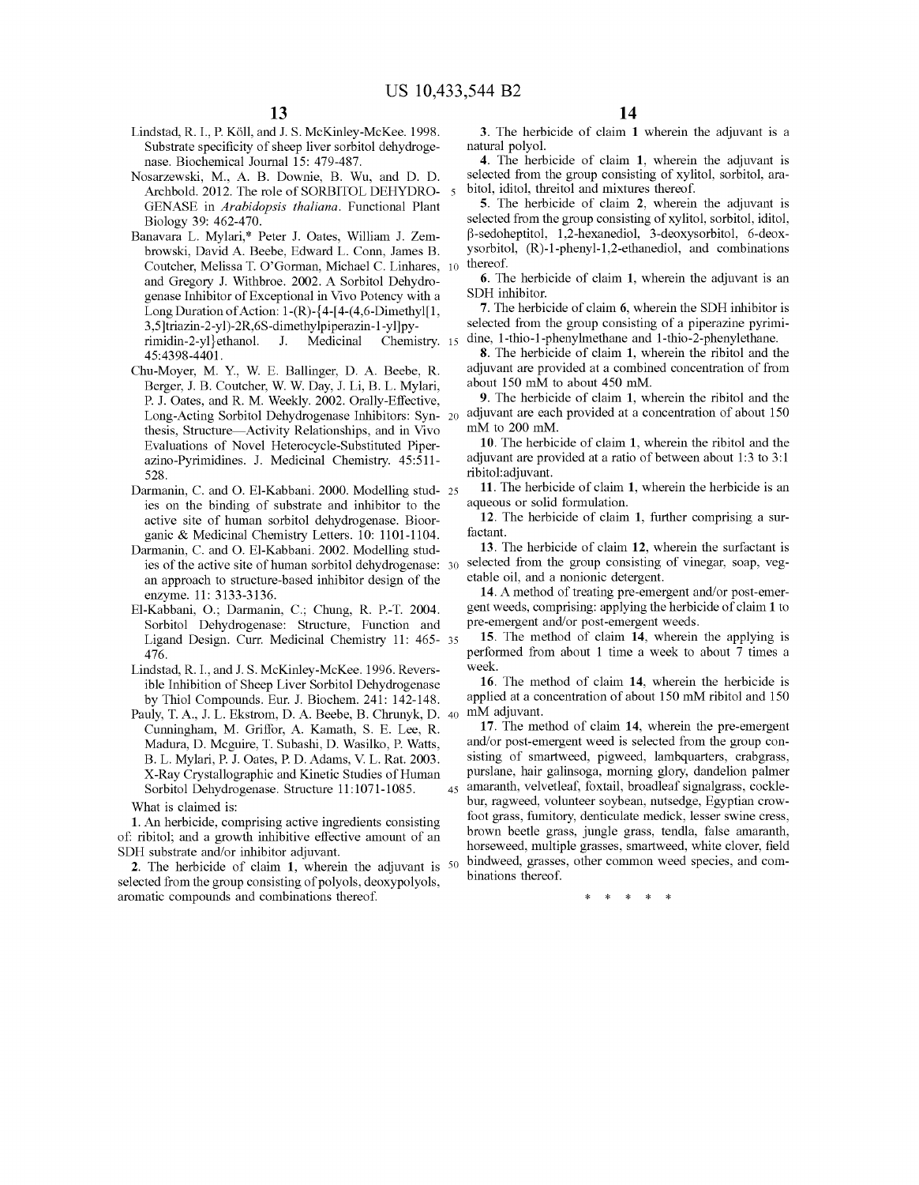Lindstad, R. I., P. Köll, and J. S. McKinley-McKee. 1998. Substrate specificity of sheep liver sorbitol dehydrogenase. Biochemical Journal 15: 479-487.

Nosarzewski, M., A. B. Downie, B. Wu, and D. D. Archbold. 2012. The role of SORBITOL DEHYDROGENASE in *Arabidopsis thaliana*. Functional Plant Biology 39: 462-470.

Banavara L. Mylari,* Peter J. Oates, William J. Zembrowski, David A. Beebe, Edward L. Conn, James B. Coutcher, Melissa T. O'Gorman, Michael C. Linhares, and Gregory J. Withbroe. 2002. A Sorbitol Dehydrogenase Inhibitor of Exceptional in Vivo Potency with a Long Duration of Action: 1-(R)-{4-[4-(4,6-Dimethyl[1,3,5]triazin-2-yl)-2R,6S-dimethylpiperazin-1-yl]pyrimidin-2-yl}ethanol. J. Medicinal Chemistry. 45:4398-4401.

Chu-Moyer, M. Y., W. E. Ballinger, D. A. Beebe, R. Berger, J. B. Coutcher, W. W. Day, J. Li, B. L. Mylari, P. J. Oates, and R. M. Weekly. 2002. Orally-Effective, Long-Acting Sorbitol Dehydrogenase Inhibitors: Synthesis, Structure—Activity Relationships, and in Vivo Evaluations of Novel Heterocycle-Substituted Piperazino-Pyrimidines. J. Medicinal Chemistry. 45:511-528.

Darmanin, C. and O. El-Kabbani. 2000. Modelling studies on the binding of substrate and inhibitor to the active site of human sorbitol dehydrogenase. Bioorganic & Medicinal Chemistry Letters. 10: 1101-1104.

Darmanin, C. and O. El-Kabbani. 2002. Modelling studies of the active site of human sorbitol dehydrogenase: an approach to structure-based inhibitor design of the enzyme. 11: 3133-3136.

El-Kabbani, O.; Darmanin, C.; Chung, R. P.-T. 2004. Sorbitol Dehydrogenase: Structure, Function and Ligand Design. Curr. Medicinal Chemistry 11: 465-476.

Lindstad, R. I., and J. S. McKinley-McKee. 1996. Reversible Inhibition of Sheep Liver Sorbitol Dehydrogenase by Thiol Compounds. Eur. J. Biochem. 241: 142-148.

Pauly, T. A., J. L. Ekstrom, D. A. Beebe, B. Chrunyk, D. Cunningham, M. Griffor, A. Kamath, S. E. Lee, R. Madura, D. Mcguire, T. Subashi, D. Wasilko, P. Watts, B. L. Mylari, P. J. Oates, P. D. Adams, V. L. Rat. 2003. X-Ray Crystallographic and Kinetic Studies of Human Sorbitol Dehydrogenase. Structure 11:1071-1085.

What is claimed is:

1. An herbicide, comprising active ingredients consisting of: ribitol; and a growth inhibitive effective amount of an SDH substrate and/or inhibitor adjuvant.

2. The herbicide of claim 1, wherein the adjuvant is selected from the group consisting of polyols, deoxypolyols, aromatic compounds and combinations thereof.

3. The herbicide of claim 1 wherein the adjuvant is a natural polyol.

4. The herbicide of claim 1, wherein the adjuvant is selected from the group consisting of xylitol, sorbitol, arabitol, iditol, threitol and mixtures thereof.

5. The herbicide of claim 2, wherein the adjuvant is selected from the group consisting of xylitol, sorbitol, iditol, β-sedoheptitol, 1,2-hexanediol, 3-deoxysorbitol, 6-deoxysorbitol, (R)-1-phenyl-1,2-ethanediol, and combinations thereof.

6. The herbicide of claim 1, wherein the adjuvant is an SDH inhibitor.

7. The herbicide of claim 6, wherein the SDH inhibitor is selected from the group consisting of a piperazine pyrimidine, 1-thio-1-phenylmethane and 1-thio-2-phenylethane.

8. The herbicide of claim 1, wherein the ribitol and the adjuvant are provided at a combined concentration of from about 150 mM to about 450 mM.

9. The herbicide of claim 1, wherein the ribitol and the adjuvant are each provided at a concentration of about 150 mM to 200 mM.

10. The herbicide of claim 1, wherein the ribitol and the adjuvant are provided at a ratio of between about 1:3 to 3:1 ribitol:adjuvant.

11. The herbicide of claim 1, wherein the herbicide is an aqueous or solid formulation.

12. The herbicide of claim 1, further comprising a surfactant.

13. The herbicide of claim 12, wherein the surfactant is selected from the group consisting of vinegar, soap, vegetable oil, and a nonionic detergent.

14. A method of treating pre-emergent and/or post-emergent weeds, comprising: applying the herbicide of claim 1 to pre-emergent and/or post-emergent weeds.

15. The method of claim 14, wherein the applying is performed from about 1 time a week to about 7 times a week.

16. The method of claim 14, wherein the herbicide is applied at a concentration of about 150 mM ribitol and 150 mM adjuvant.

17. The method of claim 14, wherein the pre-emergent and/or post-emergent weed is selected from the group consisting of smartweed, pigweed, lambquarters, crabgrass, purslane, hair galinsoga, morning glory, dandelion palmer amaranth, velvetleaf, foxtail, broadleaf signalgrass, cocklebur, ragweed, volunteer soybean, nutsedge, Egyptian crowfoot grass, fumitory, denticulate medick, lesser swine cress, brown beetle grass, jungle grass, tendla, false amaranth, horseweed, multiple grasses, smartweed, white clover, field bindweed, grasses, other common weed species, and combinations thereof.

* * * * *